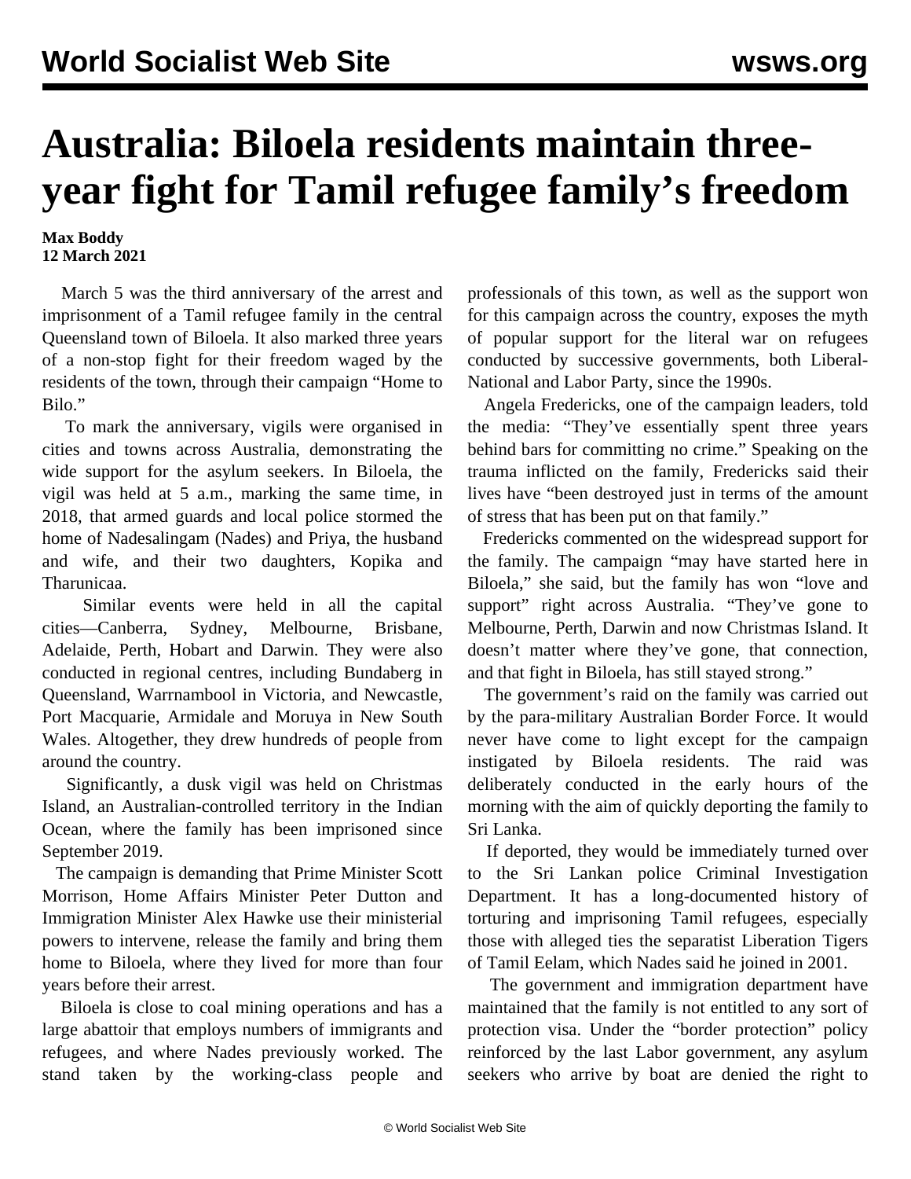# Australia: Biloela residents maintain three-year fight for Tamil refugee family's freedom

**Max Boddy**
**12 March 2021**

March 5 was the third anniversary of the arrest and imprisonment of a Tamil refugee family in the central Queensland town of Biloela. It also marked three years of a non-stop fight for their freedom waged by the residents of the town, through their campaign "Home to Bilo."

To mark the anniversary, vigils were organised in cities and towns across Australia, demonstrating the wide support for the asylum seekers. In Biloela, the vigil was held at 5 a.m., marking the same time, in 2018, that armed guards and local police stormed the home of Nadesalingam (Nades) and Priya, the husband and wife, and their two daughters, Kopika and Tharunicaa.

Similar events were held in all the capital cities—Canberra, Sydney, Melbourne, Brisbane, Adelaide, Perth, Hobart and Darwin. They were also conducted in regional centres, including Bundaberg in Queensland, Warrnambool in Victoria, and Newcastle, Port Macquarie, Armidale and Moruya in New South Wales. Altogether, they drew hundreds of people from around the country.

Significantly, a dusk vigil was held on Christmas Island, an Australian-controlled territory in the Indian Ocean, where the family has been imprisoned since September 2019.

The campaign is demanding that Prime Minister Scott Morrison, Home Affairs Minister Peter Dutton and Immigration Minister Alex Hawke use their ministerial powers to intervene, release the family and bring them home to Biloela, where they lived for more than four years before their arrest.

Biloela is close to coal mining operations and has a large abattoir that employs numbers of immigrants and refugees, and where Nades previously worked. The stand taken by the working-class people and professionals of this town, as well as the support won for this campaign across the country, exposes the myth of popular support for the literal war on refugees conducted by successive governments, both Liberal-National and Labor Party, since the 1990s.

Angela Fredericks, one of the campaign leaders, told the media: "They've essentially spent three years behind bars for committing no crime." Speaking on the trauma inflicted on the family, Fredericks said their lives have "been destroyed just in terms of the amount of stress that has been put on that family."

Fredericks commented on the widespread support for the family. The campaign "may have started here in Biloela," she said, but the family has won "love and support" right across Australia. "They've gone to Melbourne, Perth, Darwin and now Christmas Island. It doesn't matter where they've gone, that connection, and that fight in Biloela, has still stayed strong."

The government's raid on the family was carried out by the para-military Australian Border Force. It would never have come to light except for the campaign instigated by Biloela residents. The raid was deliberately conducted in the early hours of the morning with the aim of quickly deporting the family to Sri Lanka.

If deported, they would be immediately turned over to the Sri Lankan police Criminal Investigation Department. It has a long-documented history of torturing and imprisoning Tamil refugees, especially those with alleged ties the separatist Liberation Tigers of Tamil Eelam, which Nades said he joined in 2001.

The government and immigration department have maintained that the family is not entitled to any sort of protection visa. Under the "border protection" policy reinforced by the last Labor government, any asylum seekers who arrive by boat are denied the right to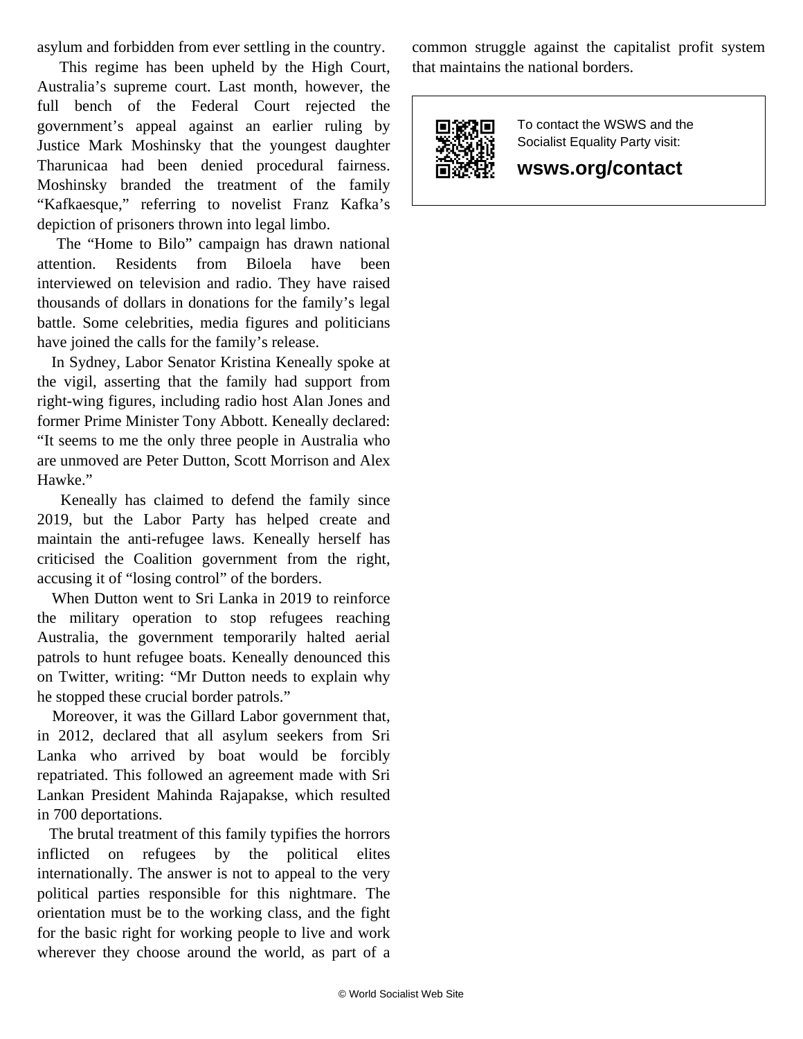asylum and forbidden from ever settling in the country.

This regime has been upheld by the High Court, Australia's supreme court. Last month, however, the full bench of the Federal Court rejected the government's appeal against an earlier ruling by Justice Mark Moshinsky that the youngest daughter Tharunicaa had been denied procedural fairness. Moshinsky branded the treatment of the family "Kafkaesque," referring to novelist Franz Kafka's depiction of prisoners thrown into legal limbo.

The "Home to Bilo" campaign has drawn national attention. Residents from Biloela have been interviewed on television and radio. They have raised thousands of dollars in donations for the family's legal battle. Some celebrities, media figures and politicians have joined the calls for the family's release.

In Sydney, Labor Senator Kristina Keneally spoke at the vigil, asserting that the family had support from right-wing figures, including radio host Alan Jones and former Prime Minister Tony Abbott. Keneally declared: "It seems to me the only three people in Australia who are unmoved are Peter Dutton, Scott Morrison and Alex Hawke."

Keneally has claimed to defend the family since 2019, but the Labor Party has helped create and maintain the anti-refugee laws. Keneally herself has criticised the Coalition government from the right, accusing it of "losing control" of the borders.

When Dutton went to Sri Lanka in 2019 to reinforce the military operation to stop refugees reaching Australia, the government temporarily halted aerial patrols to hunt refugee boats. Keneally denounced this on Twitter, writing: "Mr Dutton needs to explain why he stopped these crucial border patrols."

Moreover, it was the Gillard Labor government that, in 2012, declared that all asylum seekers from Sri Lanka who arrived by boat would be forcibly repatriated. This followed an agreement made with Sri Lankan President Mahinda Rajapakse, which resulted in 700 deportations.

The brutal treatment of this family typifies the horrors inflicted on refugees by the political elites internationally. The answer is not to appeal to the very political parties responsible for this nightmare. The orientation must be to the working class, and the fight for the basic right for working people to live and work wherever they choose around the world, as part of a common struggle against the capitalist profit system that maintains the national borders.

To contact the WSWS and the Socialist Equality Party visit:

**wsws.org/contact**